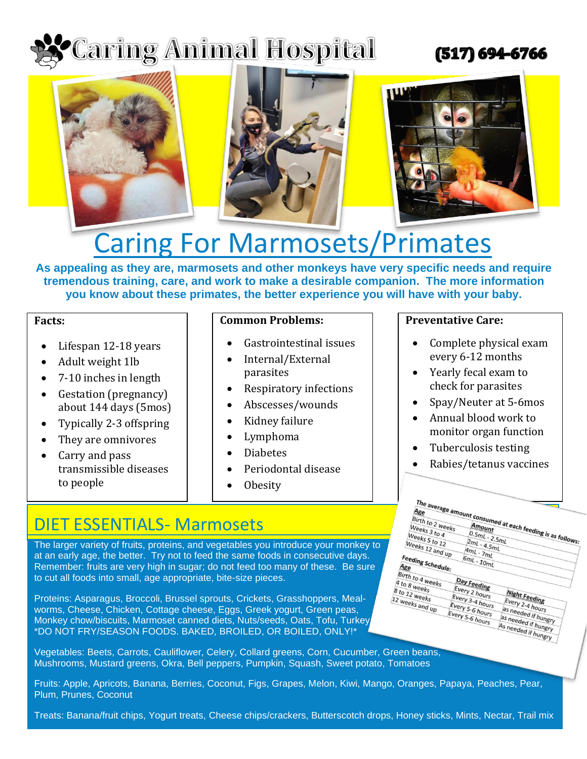# Caring Animal Hospital

**(517) 694-6766**

## Caring For Marmosets/Primates

**As appealing as they are, marmosets and other monkeys have very specific needs and require tremendous training, care, and work to make a desirable companion. The more information you know about these primates, the better experience you will have with your baby.**

**Facts:**

- Lifespan 12-18 years
- Adult weight 1lb
- 7-10 inches in length
- Gestation (pregnancy) about 144 days (5mos)
- Typically 2-3 offspring
- They are omnivores
- Carry and pass transmissible diseases to people

**Common Problems:**

- Gastrointestinal issues
- Internal/External parasites
- Respiratory infections
- Abscesses/wounds
- Kidney failure
- Lymphoma
- Diabetes
- Periodontal disease
- Obesity

**Preventative Care:**

- Complete physical exam every 6-12 months
- Yearly fecal exam to check for parasites
- Spay/Neuter at 5-6mos
- Annual blood work to monitor organ function
- Tuberculosis testing
- Rabies/tetanus vaccines

**The average amount consumed at each feeding is as follows:**

| Age | Amount |
|---|---|
| Birth to 2 weeks | 0.5mL - 2.5mL |
| Weeks 3 to 4 | 2mL - 4.5mL |
| Weeks 5 to 12 | 4mL - 7mL |
| Weeks 12 and up | 6mL - 10mL |

**Feeding Schedule:**

| Age | Day Feeding | Night Feeding |
|---|---|---|
| Birth to 4 weeks | Every 2 hours | Every 2-4 hours |
| 4 to 8 weeks | Every 3-4 hours | as needed if hungry |
| 8 to 12 weeks | Every 5-6 hours | as needed if hungry |
| 12 weeks and up | Every 5-6 hours | As needed if hungry |

## DIET ESSENTIALS- Marmosets

The larger variety of fruits, proteins, and vegetables you introduce your monkey to at an early age, the better. Try not to feed the same foods in consecutive days. Remember: fruits are very high in sugar; do not feed too many of these. Be sure to cut all foods into small, age appropriate, bite-size pieces.

Proteins: Asparagus, Broccoli, Brussel sprouts, Crickets, Grasshoppers, Meal-worms, Cheese, Chicken, Cottage cheese, Eggs, Greek yogurt, Green peas, Monkey chow/biscuits, Marmoset canned diets, Nuts/seeds, Oats, Tofu, Turkey
*DO NOT FRY/SEASON FOODS. BAKED, BROILED, OR BOILED, ONLY!*

Vegetables: Beets, Carrots, Cauliflower, Celery, Collard greens, Corn, Cucumber, Green beans, Mushrooms, Mustard greens, Okra, Bell peppers, Pumpkin, Squash, Sweet potato, Tomatoes

Fruits: Apple, Apricots, Banana, Berries, Coconut, Figs, Grapes, Melon, Kiwi, Mango, Oranges, Papaya, Peaches, Pear, Plum, Prunes, Coconut

Treats: Banana/fruit chips, Yogurt treats, Cheese chips/crackers, Butterscotch drops, Honey sticks, Mints, Nectar, Trail mix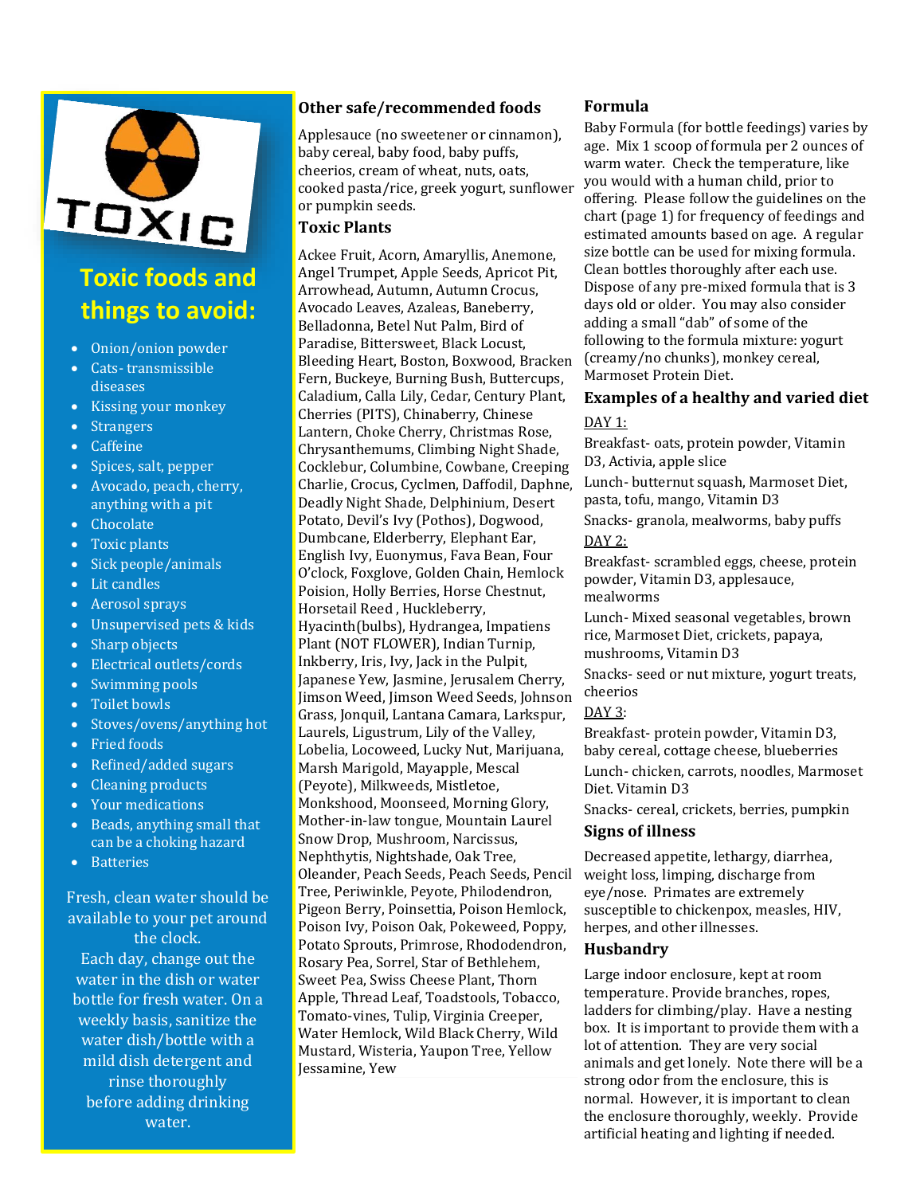TOXIC

## Toxic foods and things to avoid:

- Onion/onion powder
- Cats- transmissible diseases
- Kissing your monkey
- Strangers
- Caffeine
- Spices, salt, pepper
- Avocado, peach, cherry, anything with a pit
- Chocolate
- Toxic plants
- Sick people/animals
- Lit candles
- Aerosol sprays
- Unsupervised pets & kids
- Sharp objects
- Electrical outlets/cords
- Swimming pools
- Toilet bowls
- Stoves/ovens/anything hot
- Fried foods
- Refined/added sugars
- Cleaning products
- Your medications
- Beads, anything small that can be a choking hazard
- Batteries

Fresh, clean water should be available to your pet around the clock.
Each day, change out the water in the dish or water bottle for fresh water. On a weekly basis, sanitize the water dish/bottle with a mild dish detergent and rinse thoroughly before adding drinking water.

### Other safe/recommended foods

Applesauce (no sweetener or cinnamon), baby cereal, baby food, baby puffs, cheerios, cream of wheat, nuts, oats, cooked pasta/rice, greek yogurt, sunflower or pumpkin seeds.

### Toxic Plants

Ackee Fruit, Acorn, Amaryllis, Anemone, Angel Trumpet, Apple Seeds, Apricot Pit, Arrowhead, Autumn, Autumn Crocus, Avocado Leaves, Azaleas, Baneberry, Belladonna, Betel Nut Palm, Bird of Paradise, Bittersweet, Black Locust, Bleeding Heart, Boston, Boxwood, Bracken Fern, Buckeye, Burning Bush, Buttercups, Caladium, Calla Lily, Cedar, Century Plant, Cherries (PITS), Chinaberry, Chinese Lantern, Choke Cherry, Christmas Rose, Chrysanthemums, Climbing Night Shade, Cocklebur, Columbine, Cowbane, Creeping Charlie, Crocus, Cyclmen, Daffodil, Daphne, Deadly Night Shade, Delphinium, Desert Potato, Devil's Ivy (Pothos), Dogwood, Dumbcane, Elderberry, Elephant Ear, English Ivy, Euonymus, Fava Bean, Four O'clock, Foxglove, Golden Chain, Hemlock Poision, Holly Berries, Horse Chestnut, Horsetail Reed , Huckleberry, Hyacinth(bulbs), Hydrangea, Impatiens Plant (NOT FLOWER), Indian Turnip, Inkberry, Iris, Ivy, Jack in the Pulpit, Japanese Yew, Jasmine, Jerusalem Cherry, Jimson Weed, Jimson Weed Seeds, Johnson Grass, Jonquil, Lantana Camara, Larkspur, Laurels, Ligustrum, Lily of the Valley, Lobelia, Locoweed, Lucky Nut, Marijuana, Marsh Marigold, Mayapple, Mescal (Peyote), Milkweeds, Mistletoe, Monkshood, Moonseed, Morning Glory, Mother-in-law tongue, Mountain Laurel Snow Drop, Mushroom, Narcissus, Nephthytis, Nightshade, Oak Tree, Oleander, Peach Seeds, Peach Seeds, Pencil Tree, Periwinkle, Peyote, Philodendron, Pigeon Berry, Poinsettia, Poison Hemlock, Poison Ivy, Poison Oak, Pokeweed, Poppy, Potato Sprouts, Primrose, Rhododendron, Rosary Pea, Sorrel, Star of Bethlehem, Sweet Pea, Swiss Cheese Plant, Thorn Apple, Thread Leaf, Toadstools, Tobacco, Tomato-vines, Tulip, Virginia Creeper, Water Hemlock, Wild Black Cherry, Wild Mustard, Wisteria, Yaupon Tree, Yellow Jessamine, Yew

### Formula

Baby Formula (for bottle feedings) varies by age. Mix 1 scoop of formula per 2 ounces of warm water. Check the temperature, like you would with a human child, prior to offering. Please follow the guidelines on the chart (page 1) for frequency of feedings and estimated amounts based on age. A regular size bottle can be used for mixing formula. Clean bottles thoroughly after each use. Dispose of any pre-mixed formula that is 3 days old or older. You may also consider adding a small "dab" of some of the following to the formula mixture: yogurt (creamy/no chunks), monkey cereal, Marmoset Protein Diet.

### Examples of a healthy and varied diet

DAY 1:

Breakfast- oats, protein powder, Vitamin D3, Activia, apple slice

Lunch- butternut squash, Marmoset Diet, pasta, tofu, mango, Vitamin D3

Snacks- granola, mealworms, baby puffs

DAY 2:

Breakfast- scrambled eggs, cheese, protein powder, Vitamin D3, applesauce, mealworms

Lunch- Mixed seasonal vegetables, brown rice, Marmoset Diet, crickets, papaya, mushrooms, Vitamin D3

Snacks- seed or nut mixture, yogurt treats, cheerios

DAY 3:

Breakfast- protein powder, Vitamin D3, baby cereal, cottage cheese, blueberries

Lunch- chicken, carrots, noodles, Marmoset Diet. Vitamin D3

Snacks- cereal, crickets, berries, pumpkin

### Signs of illness

Decreased appetite, lethargy, diarrhea, weight loss, limping, discharge from eye/nose. Primates are extremely susceptible to chickenpox, measles, HIV, herpes, and other illnesses.

### Husbandry

Large indoor enclosure, kept at room temperature. Provide branches, ropes, ladders for climbing/play. Have a nesting box. It is important to provide them with a lot of attention. They are very social animals and get lonely. Note there will be a strong odor from the enclosure, this is normal. However, it is important to clean the enclosure thoroughly, weekly. Provide artificial heating and lighting if needed.